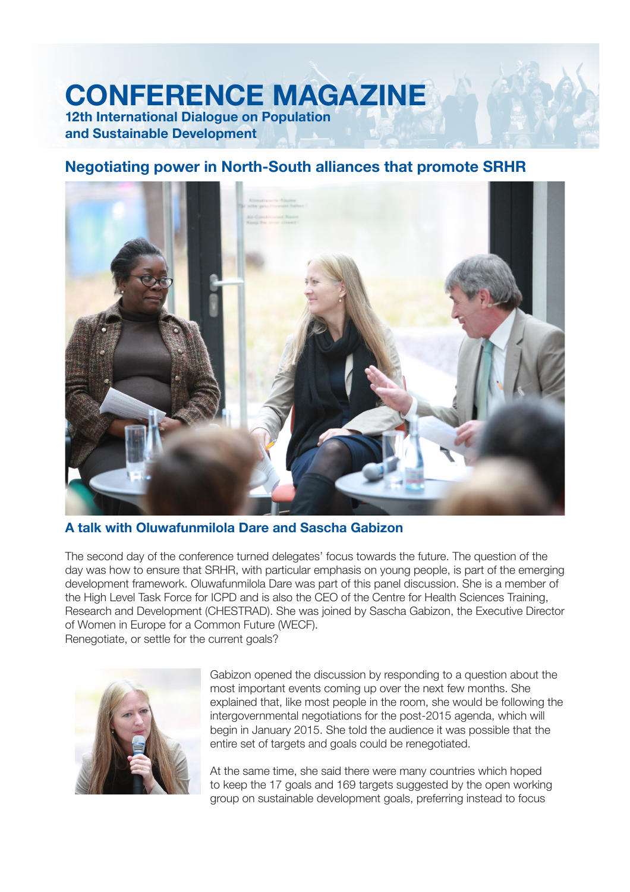# CONFERENCE MAGAZINE

**12th International Dialogue on Population and Sustainable Development**

## Negotiating power in North-South alliances that promote SRHR

### A talk with Oluwafunmilola Dare and Sascha Gabizon

The second day of the conference turned delegates' focus towards the future. The question of the day was how to ensure that SRHR, with particular emphasis on young people, is part of the emerging development framework. Oluwafunmilola Dare was part of this panel discussion. She is a member of the High Level Task Force for ICPD and is also the CEO of the Centre for Health Sciences Training, Research and Development (CHESTRAD). She was joined by Sascha Gabizon, the Executive Director of Women in Europe for a Common Future (WECF).
Renegotiate, or settle for the current goals?

Gabizon opened the discussion by responding to a question about the most important events coming up over the next few months. She explained that, like most people in the room, she would be following the intergovernmental negotiations for the post-2015 agenda, which will begin in January 2015. She told the audience it was possible that the entire set of targets and goals could be renegotiated.

At the same time, she said there were many countries which hoped to keep the 17 goals and 169 targets suggested by the open working group on sustainable development goals, preferring instead to focus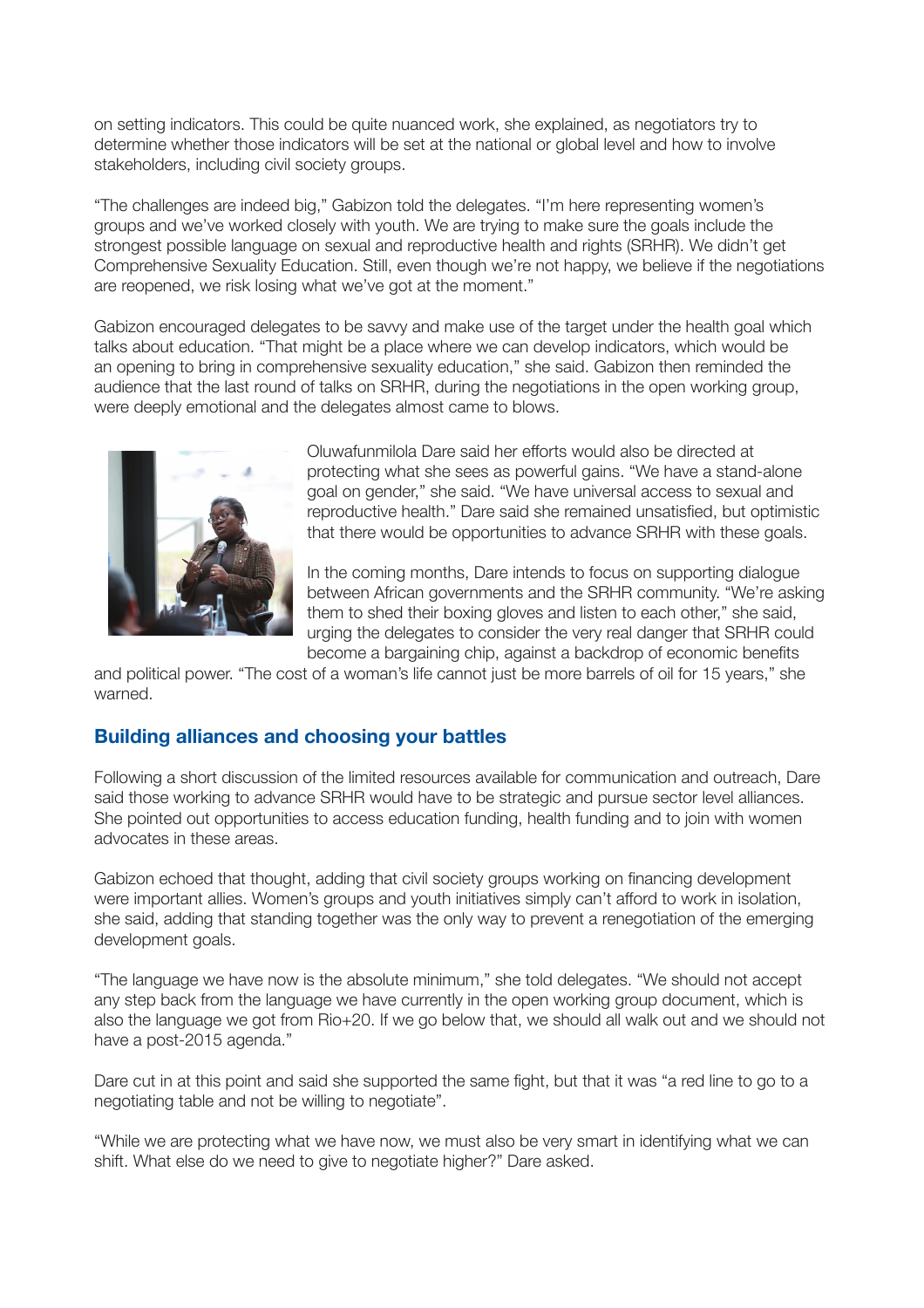on setting indicators. This could be quite nuanced work, she explained, as negotiators try to determine whether those indicators will be set at the national or global level and how to involve stakeholders, including civil society groups.

"The challenges are indeed big," Gabizon told the delegates. "I'm here representing women's groups and we've worked closely with youth. We are trying to make sure the goals include the strongest possible language on sexual and reproductive health and rights (SRHR). We didn't get Comprehensive Sexuality Education. Still, even though we're not happy, we believe if the negotiations are reopened, we risk losing what we've got at the moment."

Gabizon encouraged delegates to be savvy and make use of the target under the health goal which talks about education. "That might be a place where we can develop indicators, which would be an opening to bring in comprehensive sexuality education," she said. Gabizon then reminded the audience that the last round of talks on SRHR, during the negotiations in the open working group, were deeply emotional and the delegates almost came to blows.

Oluwafunmilola Dare said her efforts would also be directed at protecting what she sees as powerful gains. "We have a stand-alone goal on gender," she said. "We have universal access to sexual and reproductive health." Dare said she remained unsatisfied, but optimistic that there would be opportunities to advance SRHR with these goals.

In the coming months, Dare intends to focus on supporting dialogue between African governments and the SRHR community. "We're asking them to shed their boxing gloves and listen to each other," she said, urging the delegates to consider the very real danger that SRHR could become a bargaining chip, against a backdrop of economic benefits and political power. "The cost of a woman's life cannot just be more barrels of oil for 15 years," she warned.

## Building alliances and choosing your battles

Following a short discussion of the limited resources available for communication and outreach, Dare said those working to advance SRHR would have to be strategic and pursue sector level alliances. She pointed out opportunities to access education funding, health funding and to join with women advocates in these areas.

Gabizon echoed that thought, adding that civil society groups working on financing development were important allies. Women's groups and youth initiatives simply can't afford to work in isolation, she said, adding that standing together was the only way to prevent a renegotiation of the emerging development goals.

"The language we have now is the absolute minimum," she told delegates. "We should not accept any step back from the language we have currently in the open working group document, which is also the language we got from Rio+20. If we go below that, we should all walk out and we should not have a post-2015 agenda."

Dare cut in at this point and said she supported the same fight, but that it was "a red line to go to a negotiating table and not be willing to negotiate".

"While we are protecting what we have now, we must also be very smart in identifying what we can shift. What else do we need to give to negotiate higher?" Dare asked.